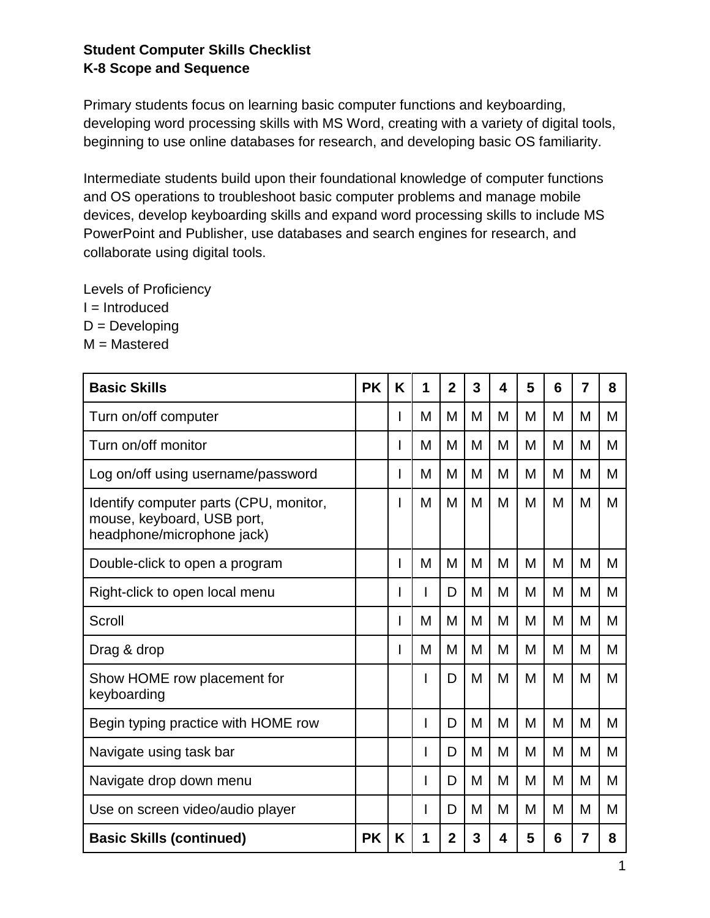**Student Computer Skills Checklist**
**K-8 Scope and Sequence**

Primary students focus on learning basic computer functions and keyboarding, developing word processing skills with MS Word, creating with a variety of digital tools, beginning to use online databases for research, and developing basic OS familiarity.

Intermediate students build upon their foundational knowledge of computer functions and OS operations to troubleshoot basic computer problems and manage mobile devices, develop keyboarding skills and expand word processing skills to include MS PowerPoint and Publisher, use databases and search engines for research, and collaborate using digital tools.

Levels of Proficiency
I = Introduced
D = Developing
M = Mastered

| **Basic Skills** | **PK** | **K** | **1** | **2** | **3** | **4** | **5** | **6** | **7** | **8** |
|---|---|---|---|---|---|---|---|---|---|---|
| Turn on/off computer | | I | M | M | M | M | M | M | M | M |
| Turn on/off monitor | | I | M | M | M | M | M | M | M | M |
| Log on/off using username/password | | I | M | M | M | M | M | M | M | M |
| Identify computer parts (CPU, monitor, mouse, keyboard, USB port, headphone/microphone jack) | | I | M | M | M | M | M | M | M | M |
| Double-click to open a program | | I | M | M | M | M | M | M | M | M |
| Right-click to open local menu | | I | I | D | M | M | M | M | M | M |
| Scroll | | I | M | M | M | M | M | M | M | M |
| Drag & drop | | I | M | M | M | M | M | M | M | M |
| Show HOME row placement for keyboarding | | | I | D | M | M | M | M | M | M |
| Begin typing practice with HOME row | | | I | D | M | M | M | M | M | M |
| Navigate using task bar | | | I | D | M | M | M | M | M | M |
| Navigate drop down menu | | | I | D | M | M | M | M | M | M |
| Use on screen video/audio player | | | I | D | M | M | M | M | M | M |
| **Basic Skills (continued)** | **PK** | **K** | **1** | **2** | **3** | **4** | **5** | **6** | **7** | **8** |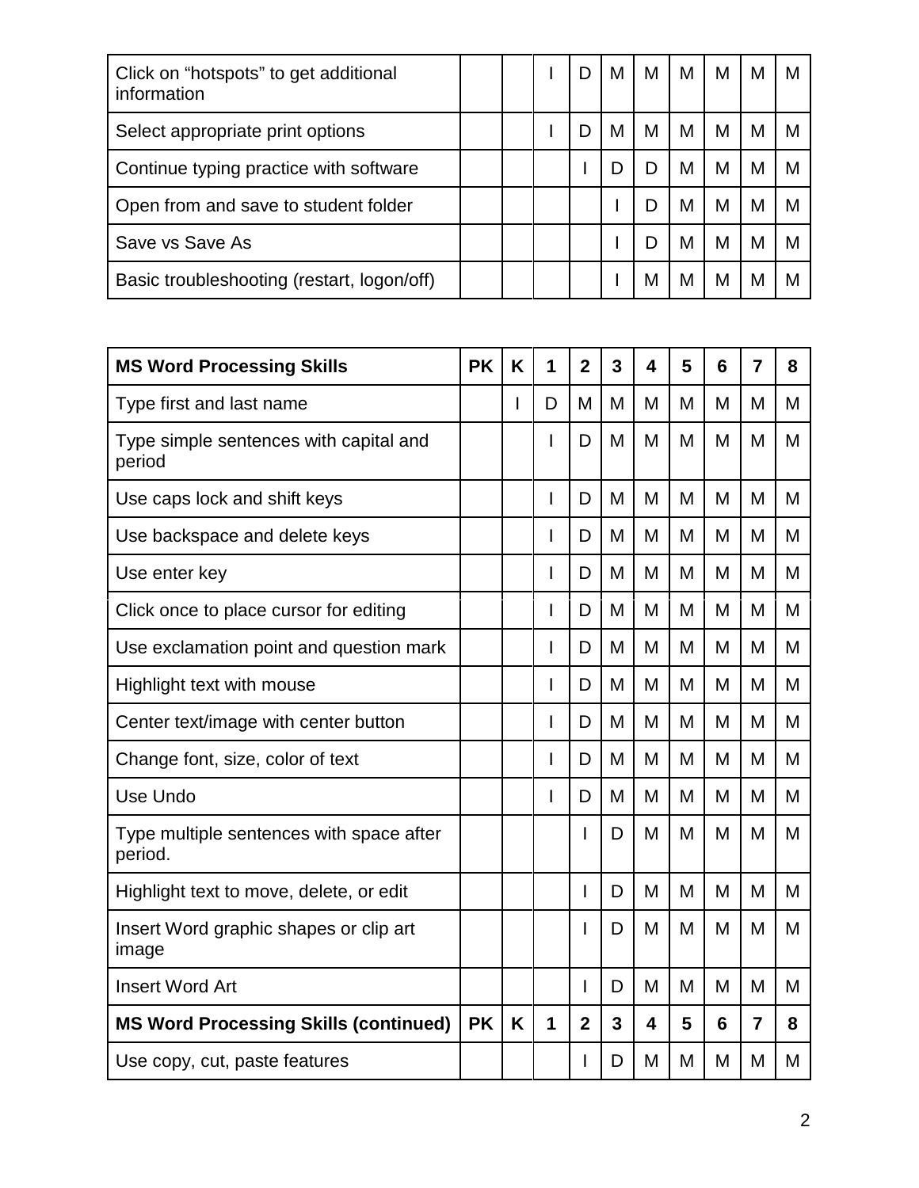| | | | | | | | | | |
|---|---|---|---|---|---|---|---|---|---|
| Click on "hotspots" to get additional information | | | I | D | M | M | M | M | M | M |
| Select appropriate print options | | | I | D | M | M | M | M | M | M |
| Continue typing practice with software | | | | I | D | D | M | M | M | M |
| Open from and save to student folder | | | | | I | D | M | M | M | M |
| Save vs Save As | | | | | I | D | M | M | M | M |
| Basic troubleshooting (restart, logon/off) | | | | | I | M | M | M | M | M |

| **MS Word Processing Skills** | **PK** | **K** | **1** | **2** | **3** | **4** | **5** | **6** | **7** | **8** |
|---|---|---|---|---|---|---|---|---|---|---|
| Type first and last name | | I | D | M | M | M | M | M | M | M |
| Type simple sentences with capital and period | | | I | D | M | M | M | M | M | M |
| Use caps lock and shift keys | | | I | D | M | M | M | M | M | M |
| Use backspace and delete keys | | | I | D | M | M | M | M | M | M |
| Use enter key | | | I | D | M | M | M | M | M | M |
| Click once to place cursor for editing | | | I | D | M | M | M | M | M | M |
| Use exclamation point and question mark | | | I | D | M | M | M | M | M | M |
| Highlight text with mouse | | | I | D | M | M | M | M | M | M |
| Center text/image with center button | | | I | D | M | M | M | M | M | M |
| Change font, size, color of text | | | I | D | M | M | M | M | M | M |
| Use Undo | | | I | D | M | M | M | M | M | M |
| Type multiple sentences with space after period. | | | | I | D | M | M | M | M | M |
| Highlight text to move, delete, or edit | | | | I | D | M | M | M | M | M |
| Insert Word graphic shapes or clip art image | | | | I | D | M | M | M | M | M |
| Insert Word Art | | | | I | D | M | M | M | M | M |
| **MS Word Processing Skills (continued)** | **PK** | **K** | **1** | **2** | **3** | **4** | **5** | **6** | **7** | **8** |
| Use copy, cut, paste features | | | | I | D | M | M | M | M | M |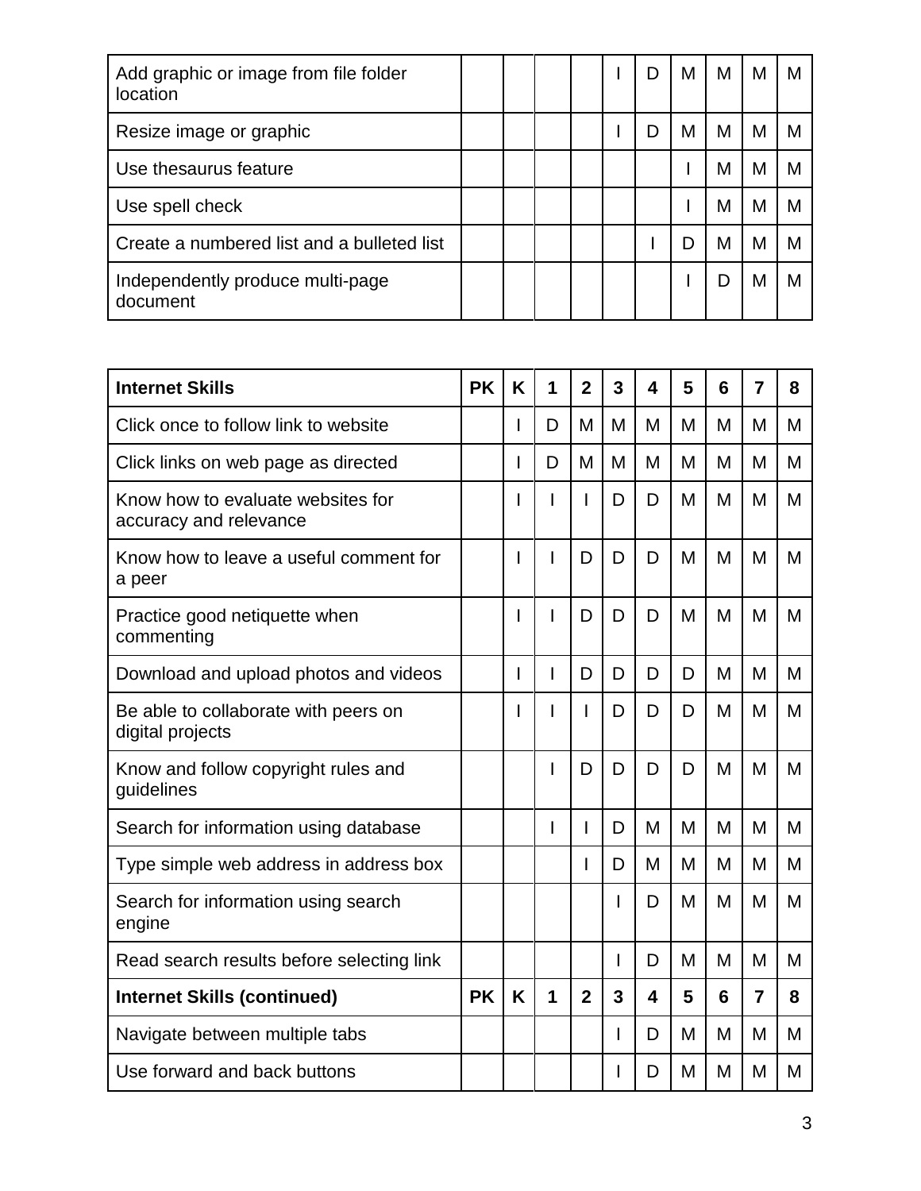| | | | | | | | | | | |
|---|---|---|---|---|---|---|---|---|---|---|
| Add graphic or image from file folder location | | | | | I | D | M | M | M | M |
| Resize image or graphic | | | | | I | D | M | M | M | M |
| Use thesaurus feature | | | | | | | I | M | M | M |
| Use spell check | | | | | | | I | M | M | M |
| Create a numbered list and a bulleted list | | | | | | I | D | M | M | M |
| Independently produce multi-page document | | | | | | | I | D | M | M |

| **Internet Skills** | **PK** | **K** | **1** | **2** | **3** | **4** | **5** | **6** | **7** | **8** |
|---|---|---|---|---|---|---|---|---|---|---|
| Click once to follow link to website | | I | D | M | M | M | M | M | M | M |
| Click links on web page as directed | | I | D | M | M | M | M | M | M | M |
| Know how to evaluate websites for accuracy and relevance | | I | I | I | D | D | M | M | M | M |
| Know how to leave a useful comment for a peer | | I | I | D | D | D | M | M | M | M |
| Practice good netiquette when commenting | | I | I | D | D | D | M | M | M | M |
| Download and upload photos and videos | | I | I | D | D | D | D | M | M | M |
| Be able to collaborate with peers on digital projects | | I | I | I | D | D | D | M | M | M |
| Know and follow copyright rules and guidelines | | | I | D | D | D | D | M | M | M |
| Search for information using database | | | I | I | D | M | M | M | M | M |
| Type simple web address in address box | | | | I | D | M | M | M | M | M |
| Search for information using search engine | | | | | I | D | M | M | M | M |
| Read search results before selecting link | | | | | I | D | M | M | M | M |
| **Internet Skills (continued)** | **PK** | **K** | **1** | **2** | **3** | **4** | **5** | **6** | **7** | **8** |
| Navigate between multiple tabs | | | | | I | D | M | M | M | M |
| Use forward and back buttons | | | | | I | D | M | M | M | M |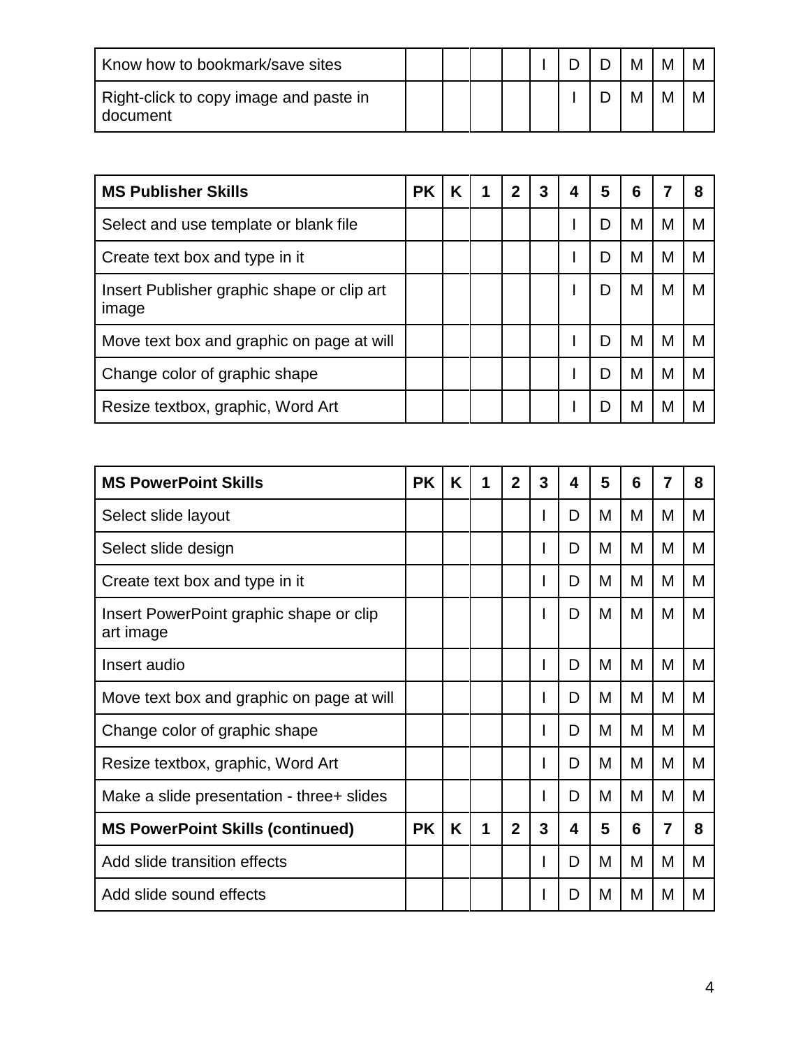| Know how to bookmark/save sites | | | | | I | D | D | M | M | M |
|---|---|---|---|---|---|---|---|---|---|---|
| Right-click to copy image and paste in document | | | | | | I | D | M | M | M |

| **MS Publisher Skills** | **PK** | **K** | **1** | **2** | **3** | **4** | **5** | **6** | **7** | **8** |
|---|---|---|---|---|---|---|---|---|---|---|
| Select and use template or blank file | | | | | | I | D | M | M | M |
| Create text box and type in it | | | | | | I | D | M | M | M |
| Insert Publisher graphic shape or clip art image | | | | | | I | D | M | M | M |
| Move text box and graphic on page at will | | | | | | I | D | M | M | M |
| Change color of graphic shape | | | | | | I | D | M | M | M |
| Resize textbox, graphic, Word Art | | | | | | I | D | M | M | M |

| **MS PowerPoint Skills** | **PK** | **K** | **1** | **2** | **3** | **4** | **5** | **6** | **7** | **8** |
|---|---|---|---|---|---|---|---|---|---|---|
| Select slide layout | | | | | I | D | M | M | M | M |
| Select slide design | | | | | I | D | M | M | M | M |
| Create text box and type in it | | | | | I | D | M | M | M | M |
| Insert PowerPoint graphic shape or clip art image | | | | | I | D | M | M | M | M |
| Insert audio | | | | | I | D | M | M | M | M |
| Move text box and graphic on page at will | | | | | I | D | M | M | M | M |
| Change color of graphic shape | | | | | I | D | M | M | M | M |
| Resize textbox, graphic, Word Art | | | | | I | D | M | M | M | M |
| Make a slide presentation - three+ slides | | | | | I | D | M | M | M | M |
| **MS PowerPoint Skills (continued)** | **PK** | **K** | **1** | **2** | **3** | **4** | **5** | **6** | **7** | **8** |
| Add slide transition effects | | | | | I | D | M | M | M | M |
| Add slide sound effects | | | | | I | D | M | M | M | M |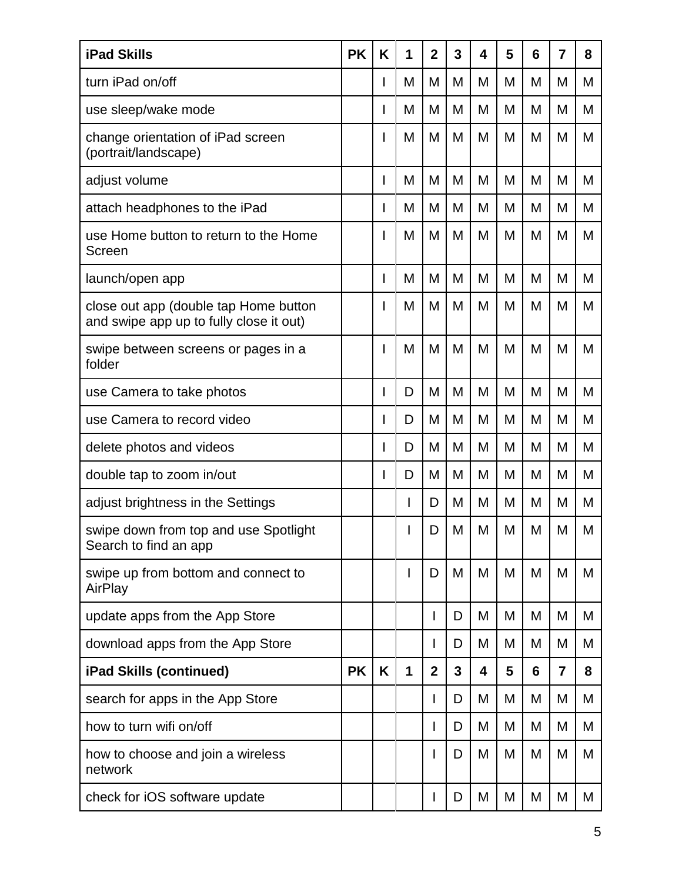| iPad Skills | PK | K | 1 | 2 | 3 | 4 | 5 | 6 | 7 | 8 |
|---|---|---|---|---|---|---|---|---|---|---|
| turn iPad on/off | | I | M | M | M | M | M | M | M | M |
| use sleep/wake mode | | I | M | M | M | M | M | M | M | M |
| change orientation of iPad screen (portrait/landscape) | | I | M | M | M | M | M | M | M | M |
| adjust volume | | I | M | M | M | M | M | M | M | M |
| attach headphones to the iPad | | I | M | M | M | M | M | M | M | M |
| use Home button to return to the Home Screen | | I | M | M | M | M | M | M | M | M |
| launch/open app | | I | M | M | M | M | M | M | M | M |
| close out app (double tap Home button and swipe app up to fully close it out) | | I | M | M | M | M | M | M | M | M |
| swipe between screens or pages in a folder | | I | M | M | M | M | M | M | M | M |
| use Camera to take photos | | I | D | M | M | M | M | M | M | M |
| use Camera to record video | | I | D | M | M | M | M | M | M | M |
| delete photos and videos | | I | D | M | M | M | M | M | M | M |
| double tap to zoom in/out | | I | D | M | M | M | M | M | M | M |
| adjust brightness in the Settings | | | I | D | M | M | M | M | M | M |
| swipe down from top and use Spotlight Search to find an app | | | I | D | M | M | M | M | M | M |
| swipe up from bottom and connect to AirPlay | | | I | D | M | M | M | M | M | M |
| update apps from the App Store | | | | I | D | M | M | M | M | M |
| download apps from the App Store | | | | I | D | M | M | M | M | M |
| **iPad Skills (continued)** | **PK** | **K** | **1** | **2** | **3** | **4** | **5** | **6** | **7** | **8** |
| search for apps in the App Store | | | | I | D | M | M | M | M | M |
| how to turn wifi on/off | | | | I | D | M | M | M | M | M |
| how to choose and join a wireless network | | | | I | D | M | M | M | M | M |
| check for iOS software update | | | | I | D | M | M | M | M | M |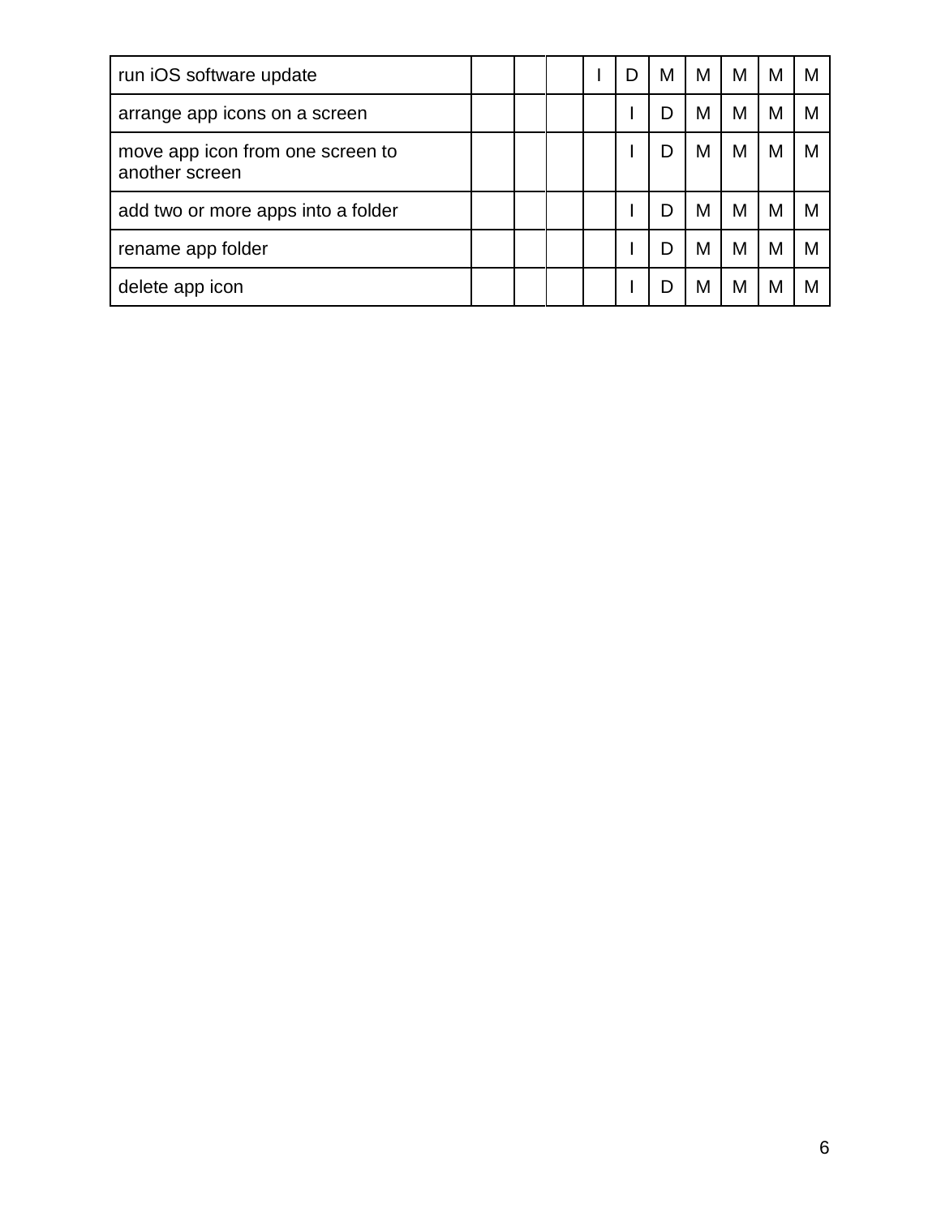| | | | | | | | | | | |
|---|---|---|---|---|---|---|---|---|---|---|
| run iOS software update | | | | I | D | M | M | M | M | M |
| arrange app icons on a screen | | | | | I | D | M | M | M | M |
| move app icon from one screen to another screen | | | | | I | D | M | M | M | M |
| add two or more apps into a folder | | | | | I | D | M | M | M | M |
| rename app folder | | | | | I | D | M | M | M | M |
| delete app icon | | | | | I | D | M | M | M | M |